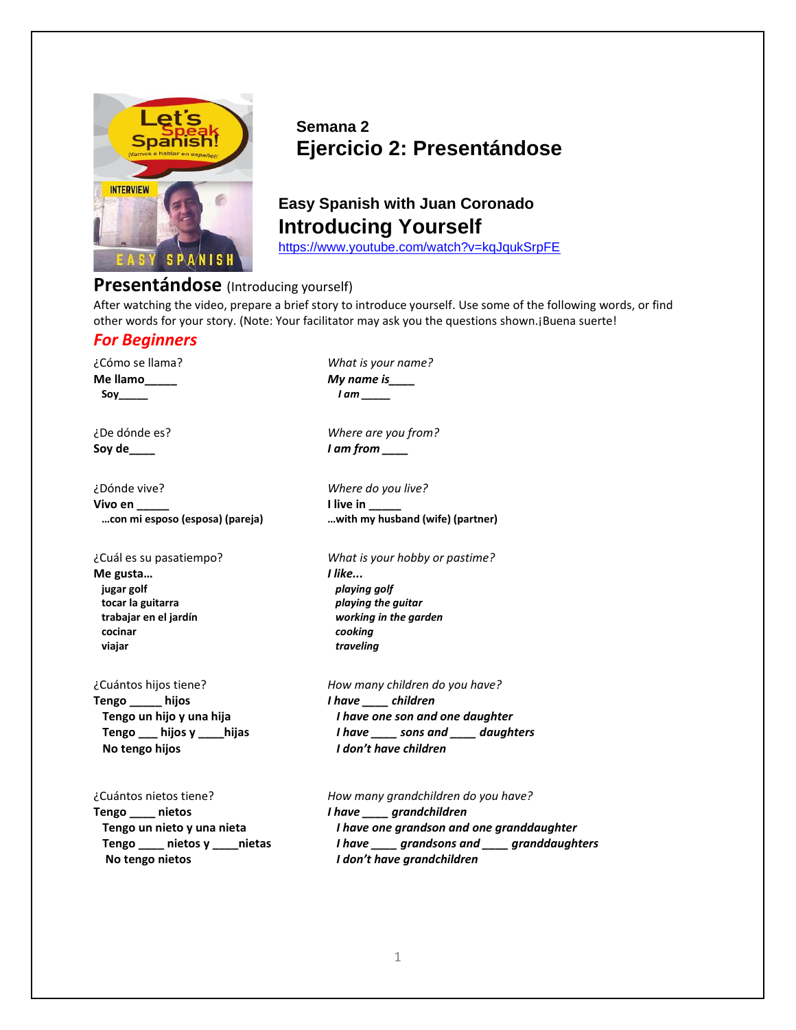## Semana 2
# Ejercicio 2: Presentándose

### Easy Spanish with Juan Coronado
## Introducing Yourself

https://www.youtube.com/watch?v=kqJqukSrpFE

## Presentándose (Introducing yourself)

After watching the video, prepare a brief story to introduce yourself. Use some of the following words, or find other words for your story. (Note: Your facilitator may ask you the questions shown.¡Buena suerte!

### *For Beginners*

| | |
|---|---|
| ¿Cómo se llama? | *What is your name?* |
| **Me llamo_____** | ***My name is____*** |
| **Soy_____** | ***I am _____*** |
| | |
| ¿De dónde es? | *Where are you from?* |
| **Soy de____** | ***I am from ____*** |
| | |
| ¿Dónde vive? | *Where do you live?* |
| **Vivo en _____** | **I live in _____** |
| **…con mi esposo (esposa) (pareja)** | **…with my husband (wife) (partner)** |
| | |
| ¿Cuál es su pasatiempo? | *What is your hobby or pastime?* |
| **Me gusta…** | ***I like...*** |
| **jugar golf** | ***playing golf*** |
| **tocar la guitarra** | ***playing the guitar*** |
| **trabajar en el jardín** | ***working in the garden*** |
| **cocinar** | ***cooking*** |
| **viajar** | ***traveling*** |
| | |
| ¿Cuántos hijos tiene? | *How many children do you have?* |
| **Tengo _____ hijos** | ***I have ____ children*** |
| **Tengo un hijo y una hija** | ***I have one son and one daughter*** |
| **Tengo ___ hijos y ____hijas** | ***I have ____ sons and ____ daughters*** |
| **No tengo hijos** | ***I don't have children*** |
| | |
| ¿Cuántos nietos tiene? | *How many grandchildren do you have?* |
| **Tengo ____ nietos** | ***I have ____ grandchildren*** |
| **Tengo un nieto y una nieta** | ***I have one grandson and one granddaughter*** |
| **Tengo ____ nietos y ____nietas** | ***I have ____ grandsons and ____ granddaughters*** |
| **No tengo nietos** | ***I don't have grandchildren*** |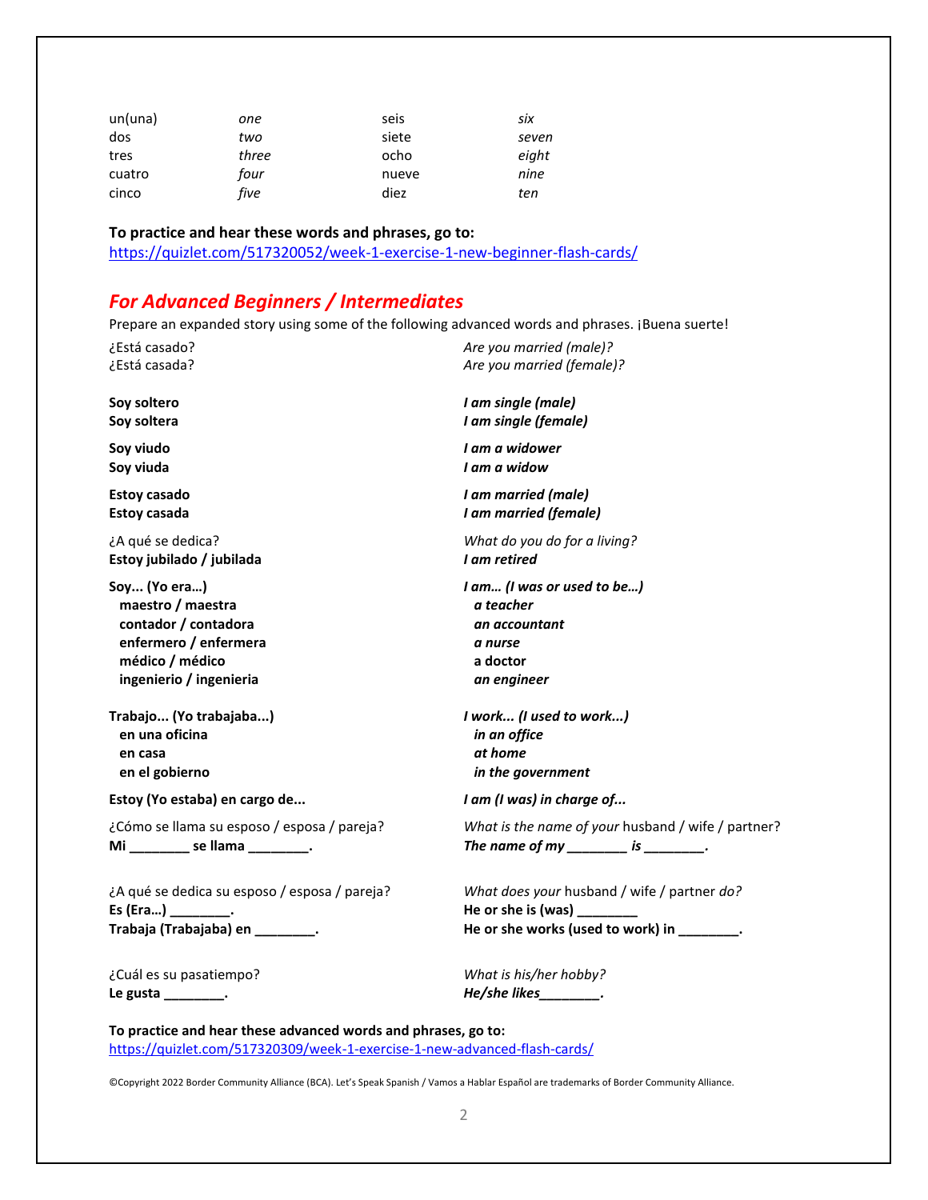| | | | |
|---|---|---|---|
| un(una) | *one* | seis | *six* |
| dos | *two* | siete | *seven* |
| tres | *three* | ocho | *eight* |
| cuatro | *four* | nueve | *nine* |
| cinco | *five* | diez | *ten* |

**To practice and hear these words and phrases, go to:**
https://quizlet.com/517320052/week-1-exercise-1-new-beginner-flash-cards/

## *For Advanced Beginners / Intermediates*

Prepare an expanded story using some of the following advanced words and phrases. ¡Buena suerte!

| | |
|---|---|
| ¿Está casado? | *Are you married (male)?* |
| ¿Está casada? | *Are you married (female)?* |
| **Soy soltero** | ***I am single (male)*** |
| **Soy soltera** | ***I am single (female)*** |
| **Soy viudo** | ***I am a widower*** |
| **Soy viuda** | ***I am a widow*** |
| **Estoy casado** | ***I am married (male)*** |
| **Estoy casada** | ***I am married (female)*** |
| ¿A qué se dedica? | *What do you do for a living?* |
| **Estoy jubilado / jubilada** | ***I am retired*** |
| **Soy... (Yo era…)** | ***I am… (I was or used to be…)*** |
| **maestro / maestra** | ***a teacher*** |
| **contador / contadora** | ***an accountant*** |
| **enfermero / enfermera** | ***a nurse*** |
| **médico / médico** | **a doctor** |
| **ingenierio / ingenieria** | ***an engineer*** |
| **Trabajo... (Yo trabajaba...)** | ***I work... (I used to work...)*** |
| **en una oficina** | ***in an office*** |
| **en casa** | ***at home*** |
| **en el gobierno** | ***in the government*** |
| **Estoy (Yo estaba) en cargo de...** | ***I am (I was) in charge of...*** |
| ¿Cómo se llama su esposo / esposa / pareja? | *What is the name of your* husband / wife / partner? |
| **Mi ________ se llama ________.** | ***The name of my ________ is ________.*** |
| ¿A qué se dedica su esposo / esposa / pareja? | *What does your* husband / wife / partner *do?* |
| **Es (Era…) ________.** | **He or she is (was) ________** |
| **Trabaja (Trabajaba) en ________.** | **He or she works (used to work) in ________.** |
| ¿Cuál es su pasatiempo? | *What is his/her hobby?* |
| **Le gusta ________.** | ***He/she likes________.*** |

**To practice and hear these advanced words and phrases, go to:**
https://quizlet.com/517320309/week-1-exercise-1-new-advanced-flash-cards/

©Copyright 2022 Border Community Alliance (BCA). Let's Speak Spanish / Vamos a Hablar Español are trademarks of Border Community Alliance.